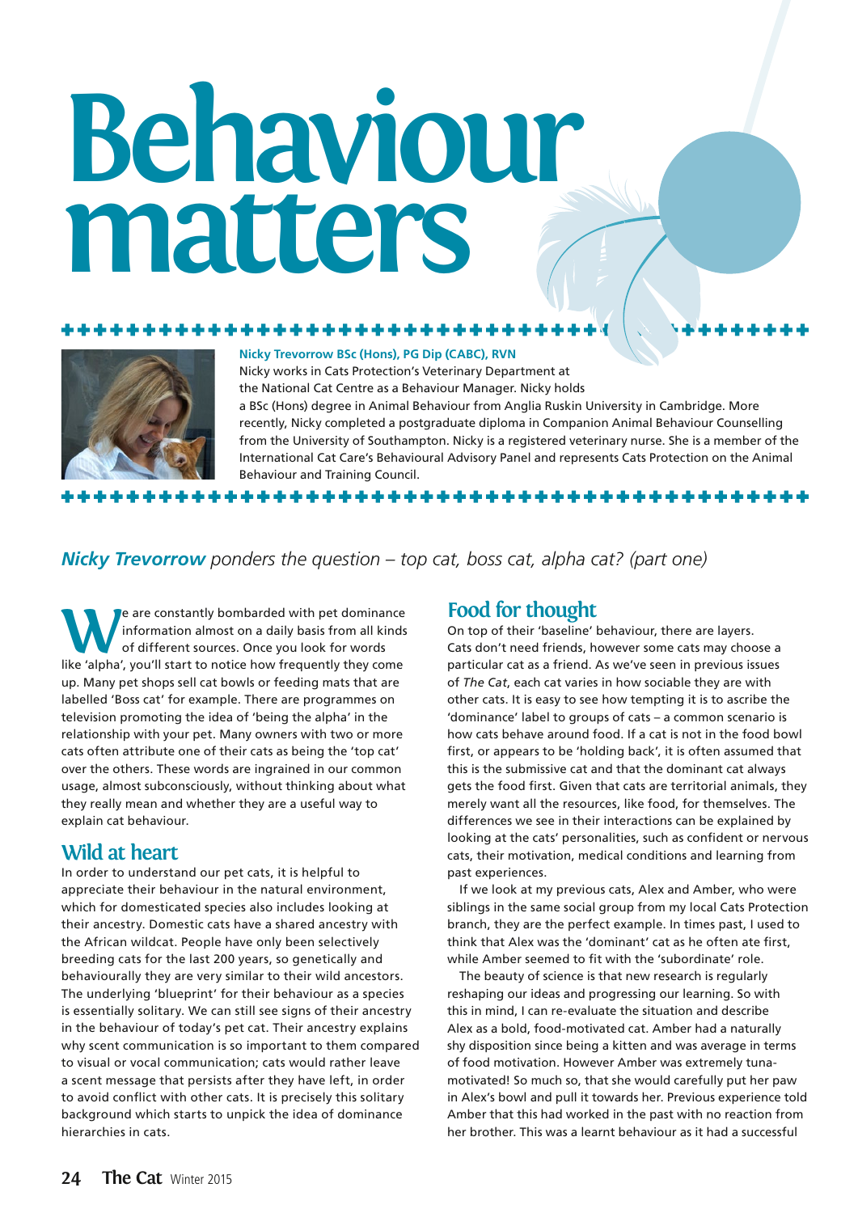# Behaviour matters

**Nicky Trevorrow BSc (Hons), PG Dip (CABC), RVN**

Nicky works in Cats Protection's Veterinary Department at the National Cat Centre as a Behaviour Manager. Nicky holds a BSc (Hons) degree in Animal Behaviour from Anglia Ruskin University in Cambridge. More recently, Nicky completed a postgraduate diploma in Companion Animal Behaviour Counselling from the University of Southampton. Nicky is a registered veterinary nurse. She is a member of the International Cat Care's Behavioural Advisory Panel and represents Cats Protection on the Animal Behaviour and Training Council.

***Nicky Trevorrow** ponders the question – top cat, boss cat, alpha cat? (part one)*

We are constantly bombarded with pet dominance information almost on a daily basis from all kinds of different sources. Once you look for words like 'alpha', you'll start to notice how frequently they come up. Many pet shops sell cat bowls or feeding mats that are labelled 'Boss cat' for example. There are programmes on television promoting the idea of 'being the alpha' in the relationship with your pet. Many owners with two or more cats often attribute one of their cats as being the 'top cat' over the others. These words are ingrained in our common usage, almost subconsciously, without thinking about what they really mean and whether they are a useful way to explain cat behaviour.

## Wild at heart

In order to understand our pet cats, it is helpful to appreciate their behaviour in the natural environment, which for domesticated species also includes looking at their ancestry. Domestic cats have a shared ancestry with the African wildcat. People have only been selectively breeding cats for the last 200 years, so genetically and behaviourally they are very similar to their wild ancestors. The underlying 'blueprint' for their behaviour as a species is essentially solitary. We can still see signs of their ancestry in the behaviour of today's pet cat. Their ancestry explains why scent communication is so important to them compared to visual or vocal communication; cats would rather leave a scent message that persists after they have left, in order to avoid conflict with other cats. It is precisely this solitary background which starts to unpick the idea of dominance hierarchies in cats.

## Food for thought

On top of their 'baseline' behaviour, there are layers. Cats don't need friends, however some cats may choose a particular cat as a friend. As we've seen in previous issues of *The Cat*, each cat varies in how sociable they are with other cats. It is easy to see how tempting it is to ascribe the 'dominance' label to groups of cats – a common scenario is how cats behave around food. If a cat is not in the food bowl first, or appears to be 'holding back', it is often assumed that this is the submissive cat and that the dominant cat always gets the food first. Given that cats are territorial animals, they merely want all the resources, like food, for themselves. The differences we see in their interactions can be explained by looking at the cats' personalities, such as confident or nervous cats, their motivation, medical conditions and learning from past experiences.

If we look at my previous cats, Alex and Amber, who were siblings in the same social group from my local Cats Protection branch, they are the perfect example. In times past, I used to think that Alex was the 'dominant' cat as he often ate first, while Amber seemed to fit with the 'subordinate' role.

The beauty of science is that new research is regularly reshaping our ideas and progressing our learning. So with this in mind, I can re-evaluate the situation and describe Alex as a bold, food-motivated cat. Amber had a naturally shy disposition since being a kitten and was average in terms of food motivation. However Amber was extremely tuna-motivated! So much so, that she would carefully put her paw in Alex's bowl and pull it towards her. Previous experience told Amber that this had worked in the past with no reaction from her brother. This was a learnt behaviour as it had a successful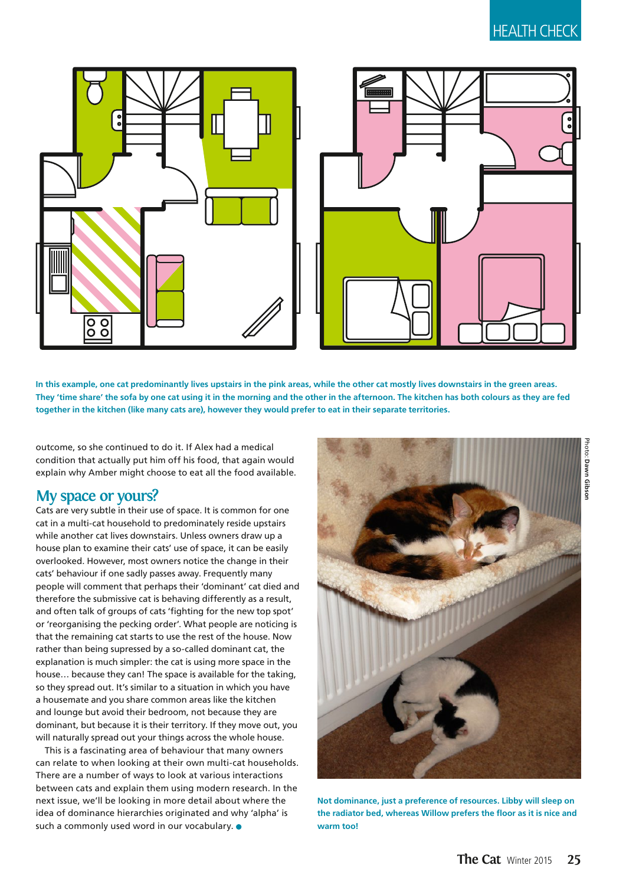In this example, one cat predominantly lives upstairs in the pink areas, while the other cat mostly lives downstairs in the green areas. They 'time share' the sofa by one cat using it in the morning and the other in the afternoon. The kitchen has both colours as they are fed together in the kitchen (like many cats are), however they would prefer to eat in their separate territories.

outcome, so she continued to do it. If Alex had a medical condition that actually put him off his food, that again would explain why Amber might choose to eat all the food available.

## My space or yours?

Cats are very subtle in their use of space. It is common for one cat in a multi-cat household to predominately reside upstairs while another cat lives downstairs. Unless owners draw up a house plan to examine their cats' use of space, it can be easily overlooked. However, most owners notice the change in their cats' behaviour if one sadly passes away. Frequently many people will comment that perhaps their 'dominant' cat died and therefore the submissive cat is behaving differently as a result, and often talk of groups of cats 'fighting for the new top spot' or 'reorganising the pecking order'. What people are noticing is that the remaining cat starts to use the rest of the house. Now rather than being supressed by a so-called dominant cat, the explanation is much simpler: the cat is using more space in the house… because they can! The space is available for the taking, so they spread out. It's similar to a situation in which you have a housemate and you share common areas like the kitchen and lounge but avoid their bedroom, not because they are dominant, but because it is their territory. If they move out, you will naturally spread out your things across the whole house.

This is a fascinating area of behaviour that many owners can relate to when looking at their own multi-cat households. There are a number of ways to look at various interactions between cats and explain them using modern research. In the next issue, we'll be looking in more detail about where the idea of dominance hierarchies originated and why 'alpha' is such a commonly used word in our vocabulary.

Photo: Dawn Gibson

Not dominance, just a preference of resources. Libby will sleep on the radiator bed, whereas Willow prefers the floor as it is nice and warm too!